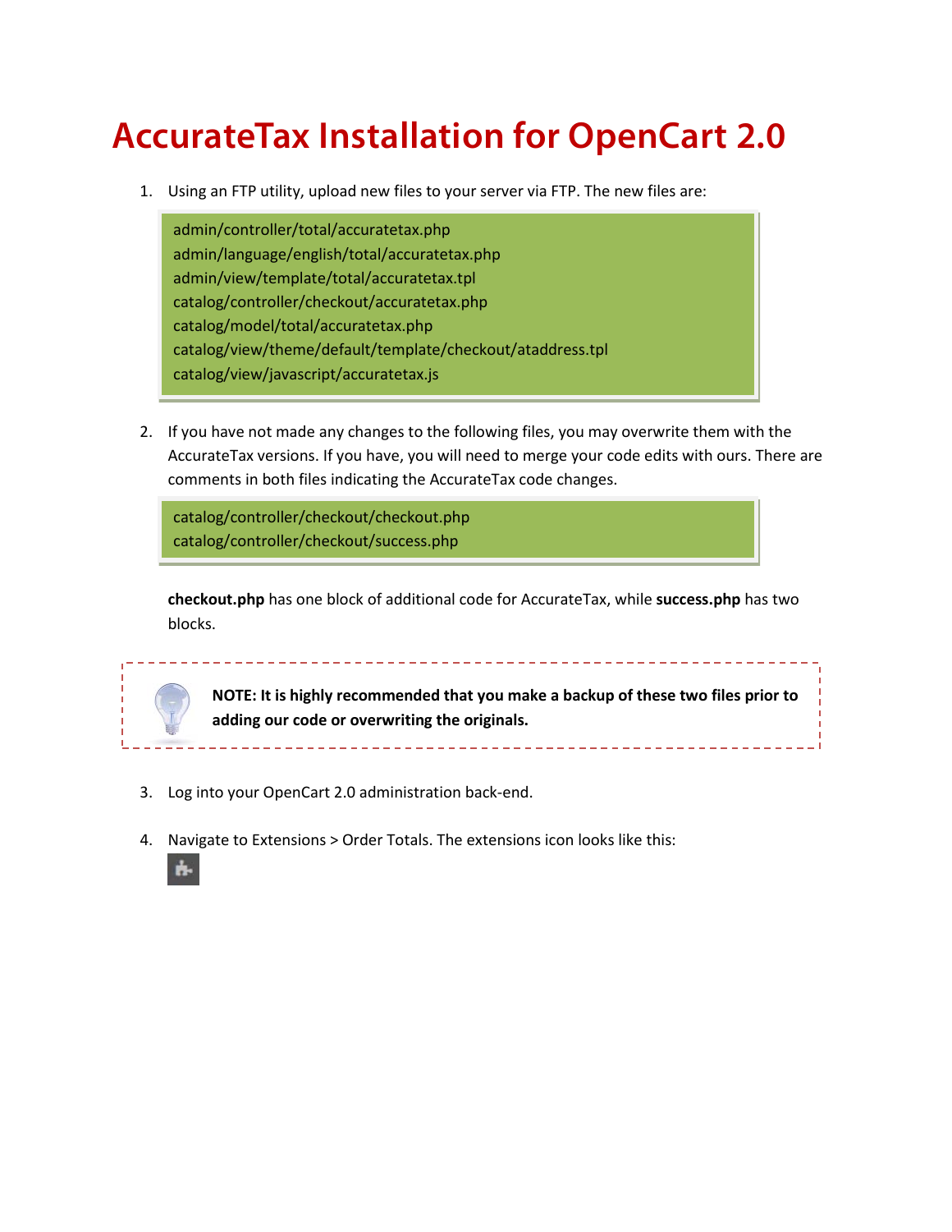# AccurateTax Installation for OpenCart 2.0

1. Using an FTP utility, upload new files to your server via FTP. The new files are:

```
admin/controller/total/accuratetax.php
admin/language/english/total/accuratetax.php
admin/view/template/total/accuratetax.tpl
catalog/controller/checkout/accuratetax.php
catalog/model/total/accuratetax.php
catalog/view/theme/default/template/checkout/ataddress.tpl
catalog/view/javascript/accuratetax.js
```

2. If you have not made any changes to the following files, you may overwrite them with the AccurateTax versions. If you have, you will need to merge your code edits with ours. There are comments in both files indicating the AccurateTax code changes.

```
catalog/controller/checkout/checkout.php
catalog/controller/checkout/success.php
```

   **checkout.php** has one block of additional code for AccurateTax, while **success.php** has two blocks.

> **NOTE: It is highly recommended that you make a backup of these two files prior to adding our code or overwriting the originals.**

3. Log into your OpenCart 2.0 administration back-end.

4. Navigate to Extensions > Order Totals. The extensions icon looks like this: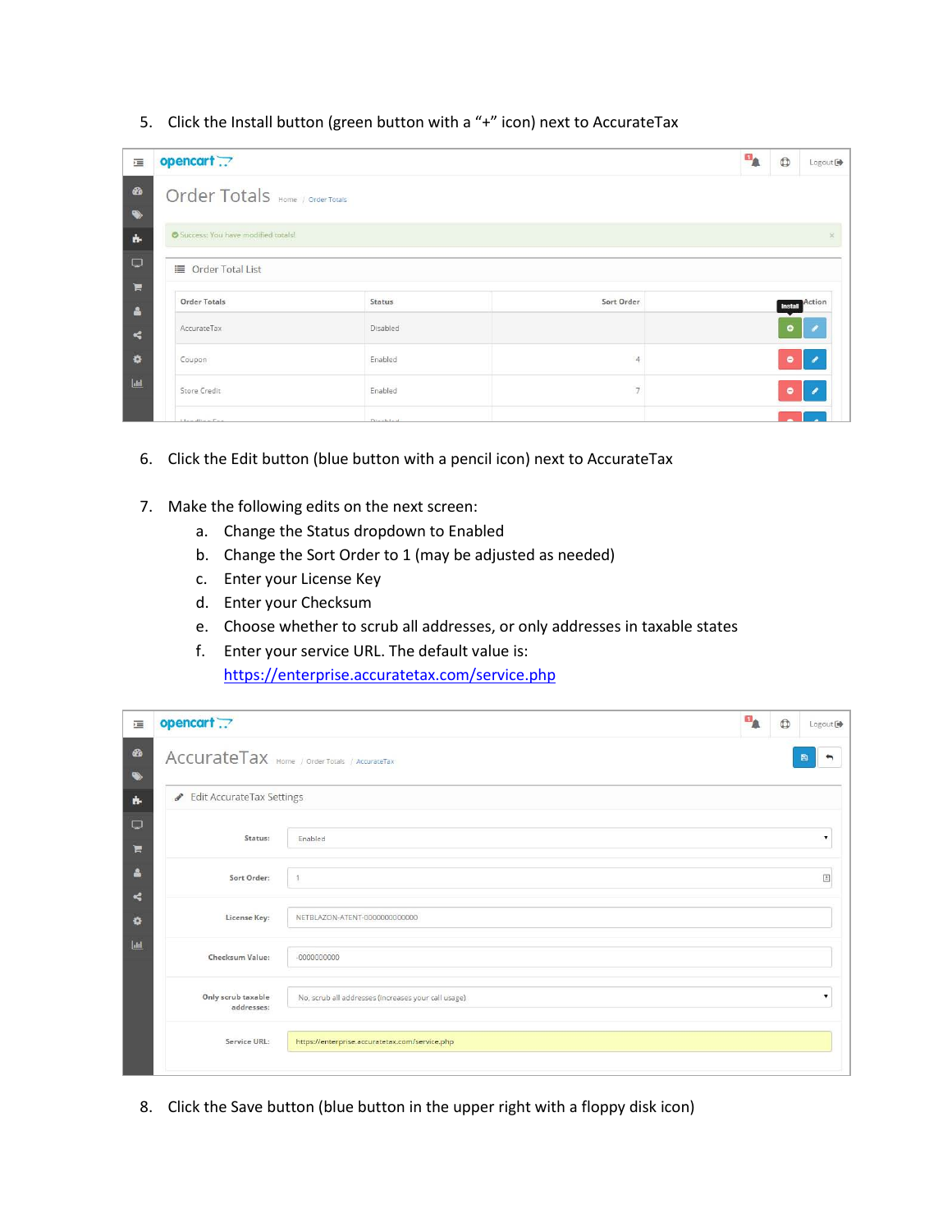5. Click the Install button (green button with a "+" icon) next to AccurateTax

6. Click the Edit button (blue button with a pencil icon) next to AccurateTax

7. Make the following edits on the next screen:
    a. Change the Status dropdown to Enabled
    b. Change the Sort Order to 1 (may be adjusted as needed)
    c. Enter your License Key
    d. Enter your Checksum
    e. Choose whether to scrub all addresses, or only addresses in taxable states
    f. Enter your service URL. The default value is: https://enterprise.accuratetax.com/service.php

8. Click the Save button (blue button in the upper right with a floppy disk icon)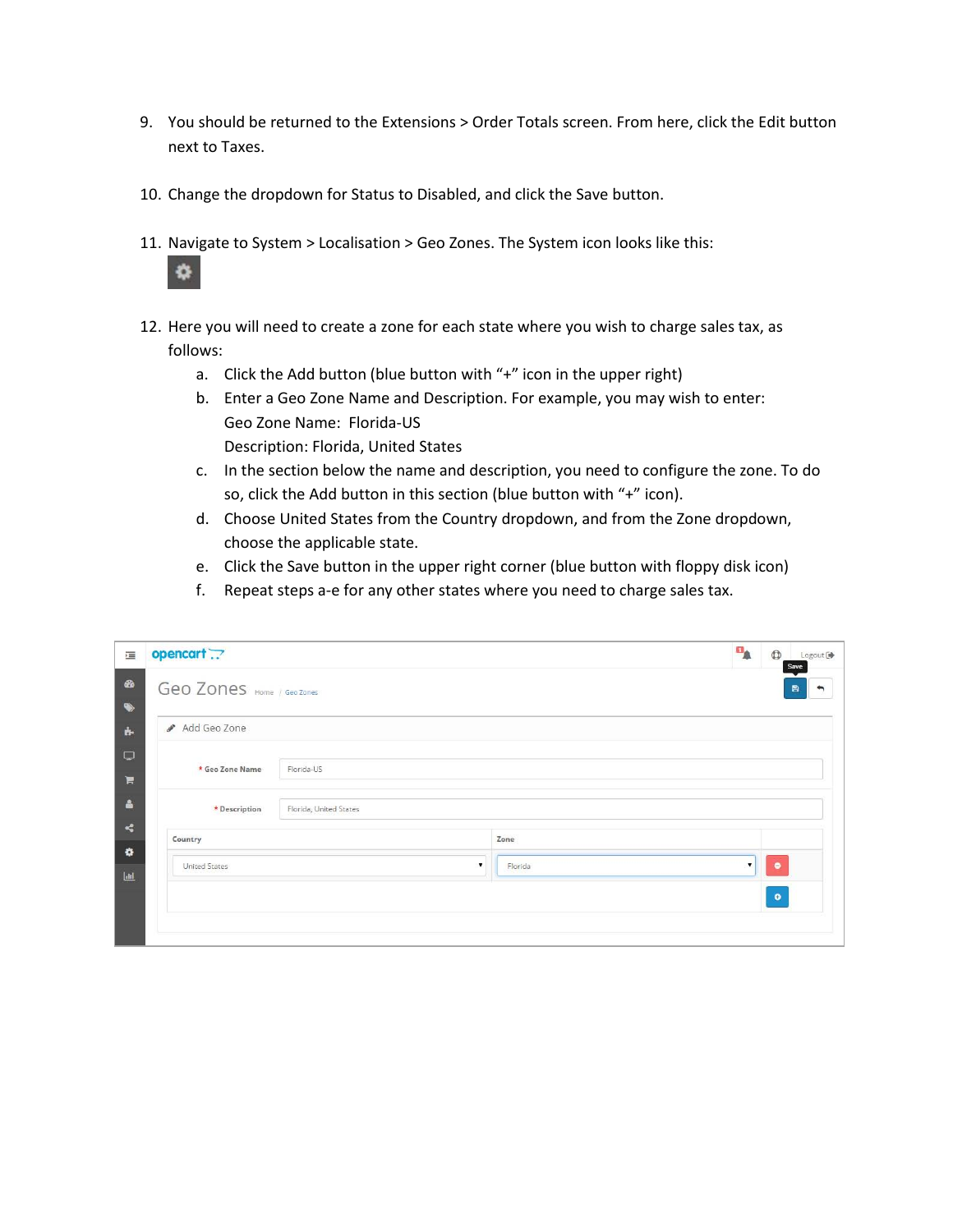9. You should be returned to the Extensions > Order Totals screen. From here, click the Edit button next to Taxes.

10. Change the dropdown for Status to Disabled, and click the Save button.

11. Navigate to System > Localisation > Geo Zones. The System icon looks like this:

12. Here you will need to create a zone for each state where you wish to charge sales tax, as follows:
    a. Click the Add button (blue button with "+" icon in the upper right)
    b. Enter a Geo Zone Name and Description. For example, you may wish to enter:
       Geo Zone Name: Florida-US
       Description: Florida, United States
    c. In the section below the name and description, you need to configure the zone. To do so, click the Add button in this section (blue button with "+" icon).
    d. Choose United States from the Country dropdown, and from the Zone dropdown, choose the applicable state.
    e. Click the Save button in the upper right corner (blue button with floppy disk icon)
    f. Repeat steps a-e for any other states where you need to charge sales tax.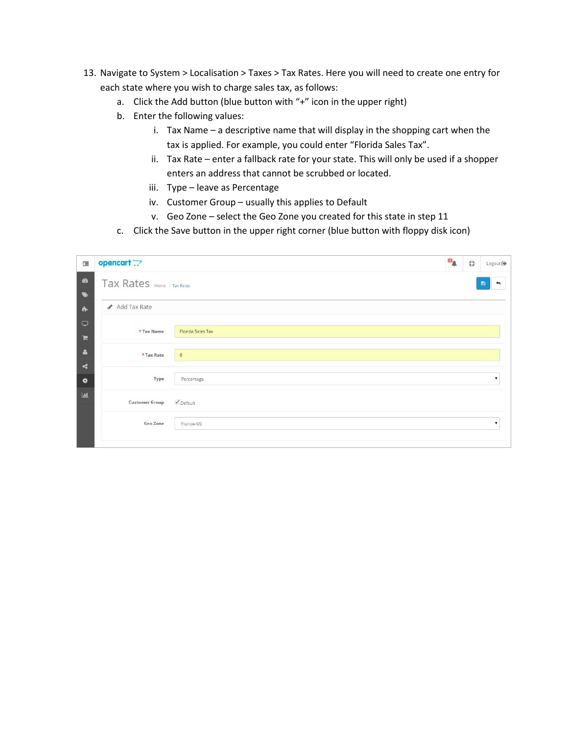13. Navigate to System > Localisation > Taxes > Tax Rates. Here you will need to create one entry for each state where you wish to charge sales tax, as follows:
    a. Click the Add button (blue button with "+" icon in the upper right)
    b. Enter the following values:
        i. Tax Name – a descriptive name that will display in the shopping cart when the tax is applied. For example, you could enter "Florida Sales Tax".
        ii. Tax Rate – enter a fallback rate for your state. This will only be used if a shopper enters an address that cannot be scrubbed or located.
        iii. Type – leave as Percentage
        iv. Customer Group – usually this applies to Default
        v. Geo Zone – select the Geo Zone you created for this state in step 11
    c. Click the Save button in the upper right corner (blue button with floppy disk icon)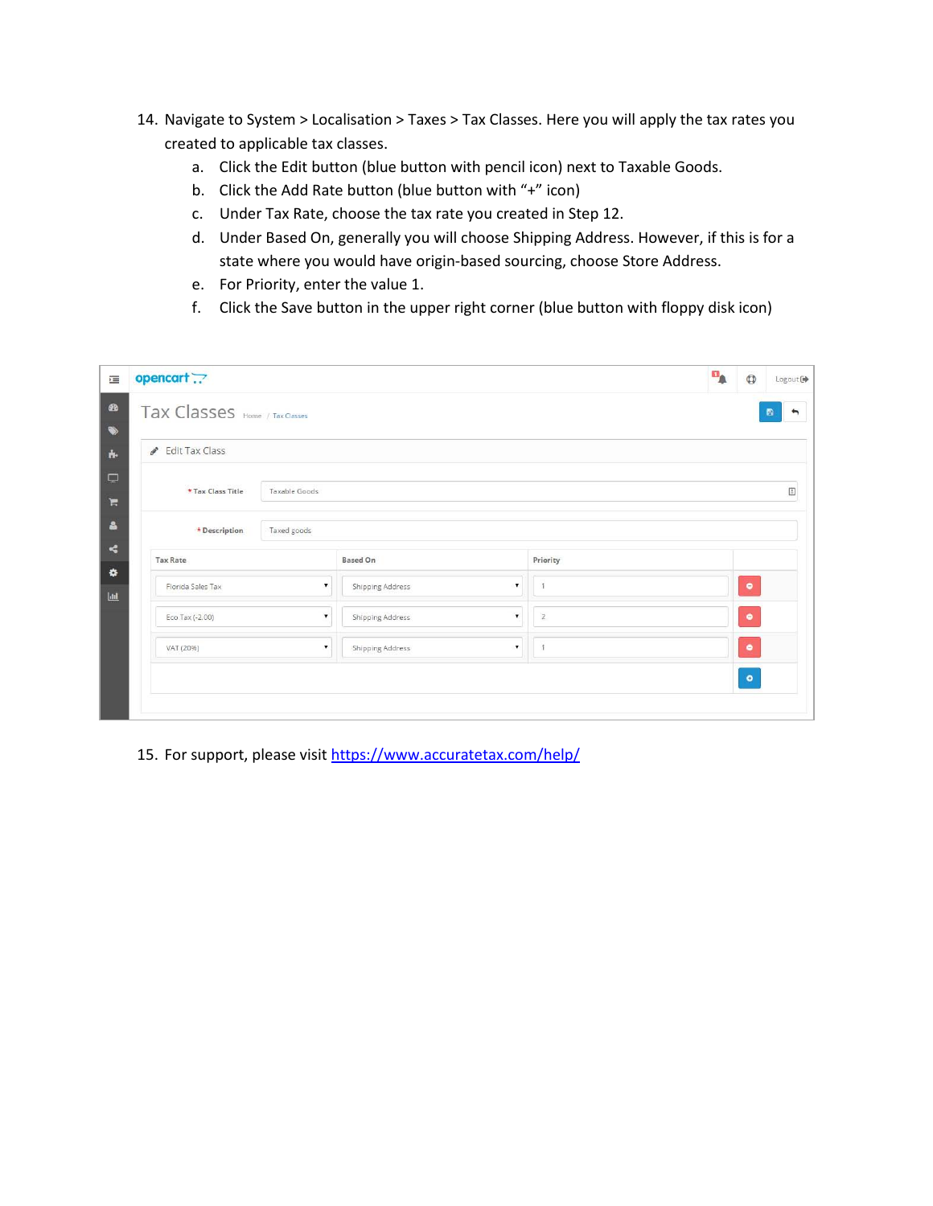14. Navigate to System > Localisation > Taxes > Tax Classes. Here you will apply the tax rates you created to applicable tax classes.
    a. Click the Edit button (blue button with pencil icon) next to Taxable Goods.
    b. Click the Add Rate button (blue button with "+" icon)
    c. Under Tax Rate, choose the tax rate you created in Step 12.
    d. Under Based On, generally you will choose Shipping Address. However, if this is for a state where you would have origin-based sourcing, choose Store Address.
    e. For Priority, enter the value 1.
    f. Click the Save button in the upper right corner (blue button with floppy disk icon)

15. For support, please visit https://www.accuratetax.com/help/